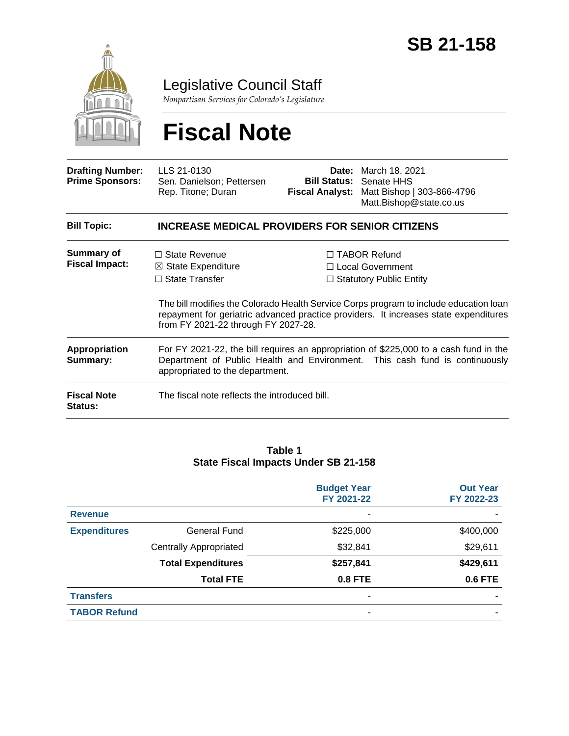# SB 21-158

Legislative Council Staff

*Nonpartisan Services for Colorado's Legislature*

# Fiscal Note

| | | | |
|---|---|---|---|
| **Drafting Number:** | LLS 21-0130 | **Date:** | March 18, 2021 |
| **Prime Sponsors:** | Sen. Danielson; Pettersen<br>Rep. Titone; Duran | **Bill Status:** | Senate HHS |
| | | **Fiscal Analyst:** | Matt Bishop \| 303-866-4796<br>Matt.Bishop@state.co.us |

**Bill Topic:** **INCREASE MEDICAL PROVIDERS FOR SENIOR CITIZENS**

**Summary of Fiscal Impact:**

☐ State Revenue
☒ State Expenditure
☐ State Transfer
☐ TABOR Refund
☐ Local Government
☐ Statutory Public Entity

The bill modifies the Colorado Health Service Corps program to include education loan repayment for geriatric advanced practice providers. It increases state expenditures from FY 2021-22 through FY 2027-28.

**Appropriation Summary:** For FY 2021-22, the bill requires an appropriation of $225,000 to a cash fund in the Department of Public Health and Environment. This cash fund is continuously appropriated to the department.

**Fiscal Note Status:** The fiscal note reflects the introduced bill.

**Table 1**
**State Fiscal Impacts Under SB 21-158**

| | | Budget Year FY 2021-22 | Out Year FY 2022-23 |
|---|---|---|---|
| **Revenue** | | - | - |
| **Expenditures** | General Fund | $225,000 | $400,000 |
| | Centrally Appropriated | $32,841 | $29,611 |
| | **Total Expenditures** | **$257,841** | **$429,611** |
| | **Total FTE** | **0.8 FTE** | **0.6 FTE** |
| **Transfers** | | - | - |
| **TABOR Refund** | | - | - |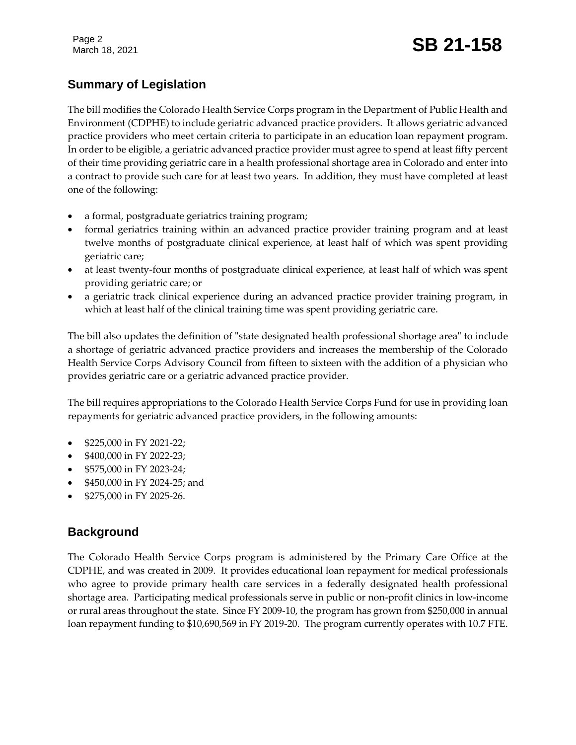## Summary of Legislation

The bill modifies the Colorado Health Service Corps program in the Department of Public Health and Environment (CDPHE) to include geriatric advanced practice providers. It allows geriatric advanced practice providers who meet certain criteria to participate in an education loan repayment program. In order to be eligible, a geriatric advanced practice provider must agree to spend at least fifty percent of their time providing geriatric care in a health professional shortage area in Colorado and enter into a contract to provide such care for at least two years. In addition, they must have completed at least one of the following:

- a formal, postgraduate geriatrics training program;
- formal geriatrics training within an advanced practice provider training program and at least twelve months of postgraduate clinical experience, at least half of which was spent providing geriatric care;
- at least twenty-four months of postgraduate clinical experience, at least half of which was spent providing geriatric care; or
- a geriatric track clinical experience during an advanced practice provider training program, in which at least half of the clinical training time was spent providing geriatric care.

The bill also updates the definition of "state designated health professional shortage area" to include a shortage of geriatric advanced practice providers and increases the membership of the Colorado Health Service Corps Advisory Council from fifteen to sixteen with the addition of a physician who provides geriatric care or a geriatric advanced practice provider.

The bill requires appropriations to the Colorado Health Service Corps Fund for use in providing loan repayments for geriatric advanced practice providers, in the following amounts:

- $225,000 in FY 2021-22;
- $400,000 in FY 2022-23;
- $575,000 in FY 2023-24;
- $450,000 in FY 2024-25; and
- $275,000 in FY 2025-26.

## Background

The Colorado Health Service Corps program is administered by the Primary Care Office at the CDPHE, and was created in 2009. It provides educational loan repayment for medical professionals who agree to provide primary health care services in a federally designated health professional shortage area. Participating medical professionals serve in public or non-profit clinics in low-income or rural areas throughout the state. Since FY 2009-10, the program has grown from $250,000 in annual loan repayment funding to $10,690,569 in FY 2019-20. The program currently operates with 10.7 FTE.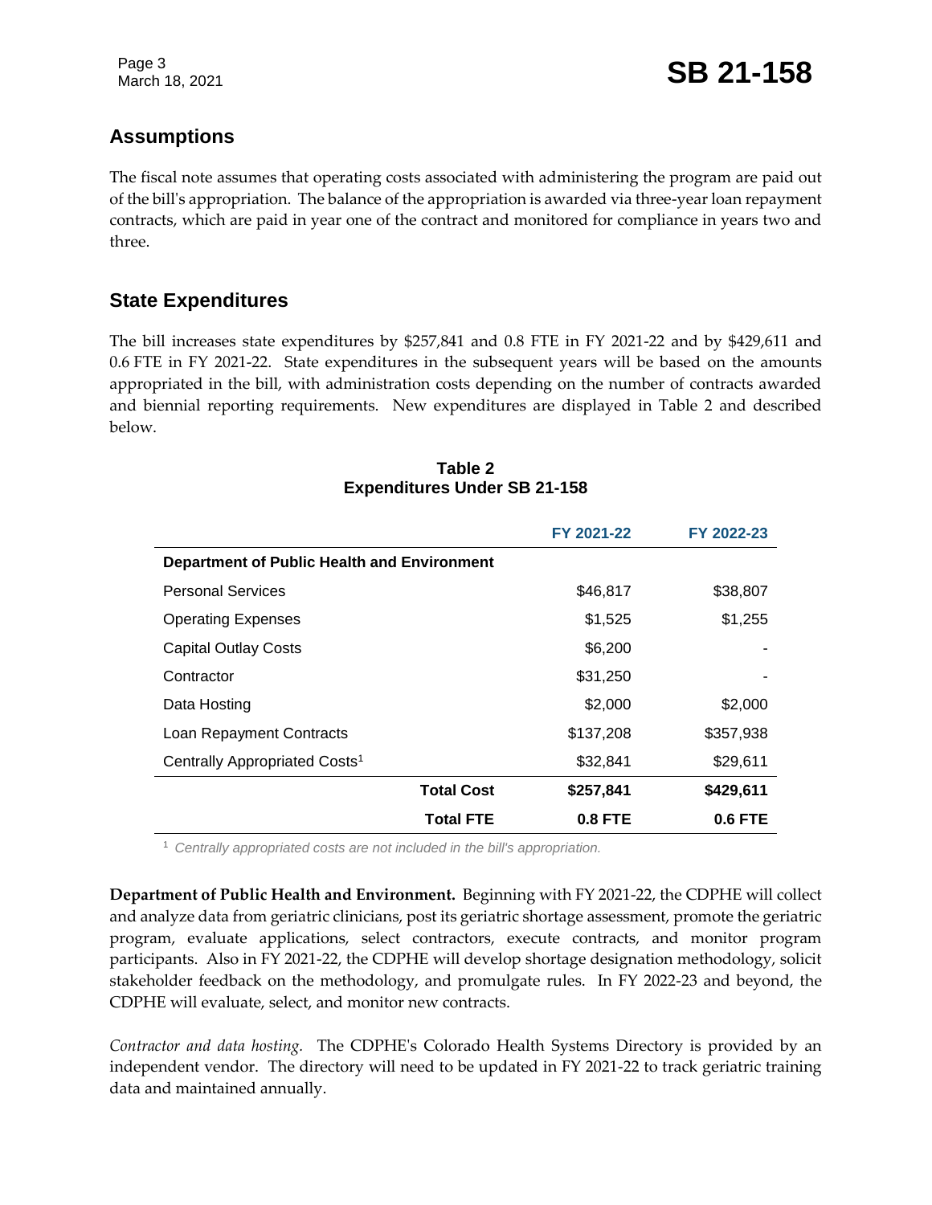## Assumptions

The fiscal note assumes that operating costs associated with administering the program are paid out of the bill's appropriation. The balance of the appropriation is awarded via three-year loan repayment contracts, which are paid in year one of the contract and monitored for compliance in years two and three.

## State Expenditures

The bill increases state expenditures by $257,841 and 0.8 FTE in FY 2021-22 and by $429,611 and 0.6 FTE in FY 2021-22. State expenditures in the subsequent years will be based on the amounts appropriated in the bill, with administration costs depending on the number of contracts awarded and biennial reporting requirements. New expenditures are displayed in Table 2 and described below.

**Table 2**
**Expenditures Under SB 21-158**

| | FY 2021-22 | FY 2022-23 |
|---|---|---|
| **Department of Public Health and Environment** | | |
| Personal Services | $46,817 | $38,807 |
| Operating Expenses | $1,525 | $1,255 |
| Capital Outlay Costs | $6,200 | - |
| Contractor | $31,250 | - |
| Data Hosting | $2,000 | $2,000 |
| Loan Repayment Contracts | $137,208 | $357,938 |
| Centrally Appropriated Costs[1] | $32,841 | $29,611 |
| **Total Cost** | **$257,841** | **$429,611** |
| **Total FTE** | **0.8 FTE** | **0.6 FTE** |

[1] *Centrally appropriated costs are not included in the bill's appropriation.*

**Department of Public Health and Environment.** Beginning with FY 2021-22, the CDPHE will collect and analyze data from geriatric clinicians, post its geriatric shortage assessment, promote the geriatric program, evaluate applications, select contractors, execute contracts, and monitor program participants. Also in FY 2021-22, the CDPHE will develop shortage designation methodology, solicit stakeholder feedback on the methodology, and promulgate rules. In FY 2022-23 and beyond, the CDPHE will evaluate, select, and monitor new contracts.

*Contractor and data hosting.* The CDPHE's Colorado Health Systems Directory is provided by an independent vendor. The directory will need to be updated in FY 2021-22 to track geriatric training data and maintained annually.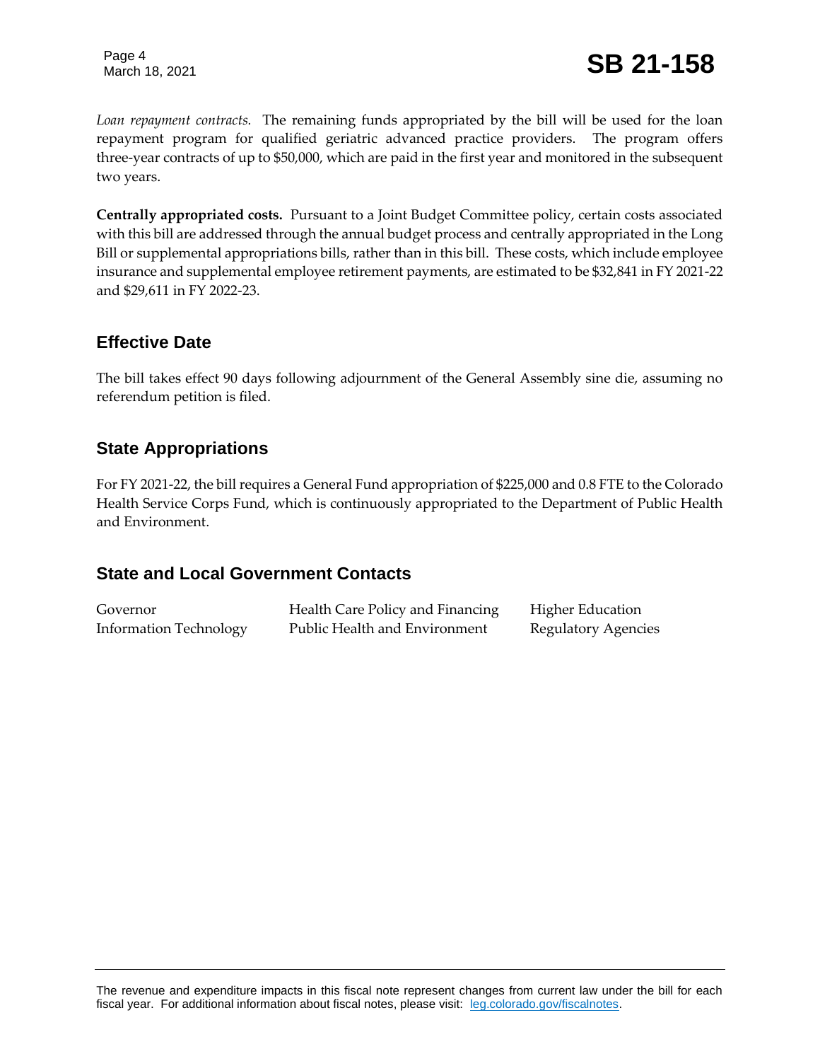*Loan repayment contracts.* The remaining funds appropriated by the bill will be used for the loan repayment program for qualified geriatric advanced practice providers. The program offers three-year contracts of up to $50,000, which are paid in the first year and monitored in the subsequent two years.

**Centrally appropriated costs.** Pursuant to a Joint Budget Committee policy, certain costs associated with this bill are addressed through the annual budget process and centrally appropriated in the Long Bill or supplemental appropriations bills, rather than in this bill. These costs, which include employee insurance and supplemental employee retirement payments, are estimated to be $32,841 in FY 2021-22 and $29,611 in FY 2022-23.

## Effective Date

The bill takes effect 90 days following adjournment of the General Assembly sine die, assuming no referendum petition is filed.

## State Appropriations

For FY 2021-22, the bill requires a General Fund appropriation of $225,000 and 0.8 FTE to the Colorado Health Service Corps Fund, which is continuously appropriated to the Department of Public Health and Environment.

## State and Local Government Contacts

| | | |
|---|---|---|
| Governor | Health Care Policy and Financing | Higher Education |
| Information Technology | Public Health and Environment | Regulatory Agencies |

The revenue and expenditure impacts in this fiscal note represent changes from current law under the bill for each fiscal year. For additional information about fiscal notes, please visit: leg.colorado.gov/fiscalnotes.